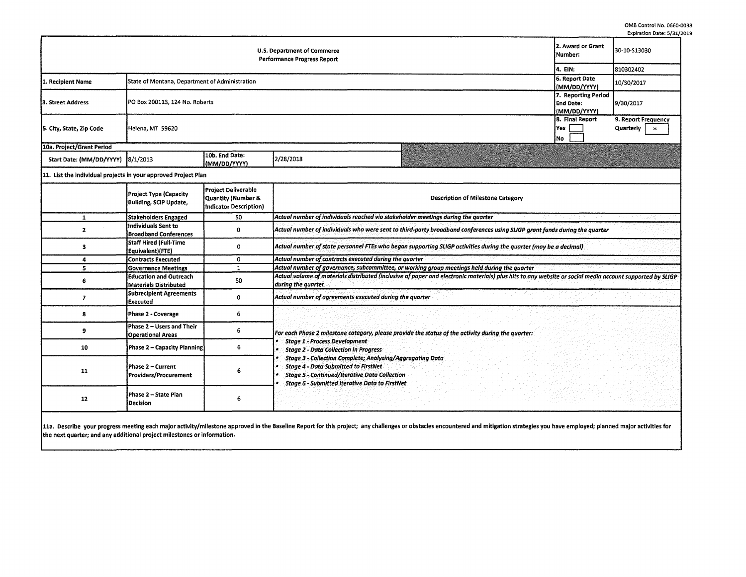OMB Control No. 0660-0038
Expiration Date: 5/31/2019

| U.S. Department of Commerce<br>Performance Progress Report | | | | 2. Award or Grant Number: | 30-10-S13030 |
|---|---|---|---|---|---|
| | | | | 4. EIN: | 810302402 |
| 1. Recipient Name | State of Montana, Department of Administration | | | 6. Report Date (MM/DD/YYYY) | 10/30/2017 |
| 3. Street Address | PO Box 200113, 124 No. Roberts | | | 7. Reporting Period End Date: (MM/DD/YYYY) | 9/30/2017 |
| 5. City, State, Zip Code | Helena, MT 59620 | | | 8. Final Report<br>Yes ☐<br>No ☐ | 9. Report Frequency<br>Quarterly ☒ |
| 10a. Project/Grant Period | | | | | |
| Start Date: (MM/DD/YYYY) | 8/1/2013 | 10b. End Date: (MM/DD/YYYY) | 2/28/2018 | | |

11. List the individual projects in your approved Project Plan

| | Project Type (Capacity Building, SCIP Update, | Project Deliverable Quantity (Number & Indicator Description) | Description of Milestone Category |
|---|---|---|---|
| 1 | Stakeholders Engaged | 50 | *Actual number of individuals reached via stakeholder meetings during the quarter* |
| 2 | Individuals Sent to Broadband Conferences | 0 | *Actual number of individuals who were sent to third-party broadband conferences using SLIGP grant funds during the quarter* |
| 3 | Staff Hired (Full-Time Equivalent)(FTE) | 0 | *Actual number of state personnel FTEs who began supporting SLIGP activities during the quarter (may be a decimal)* |
| 4 | Contracts Executed | 0 | *Actual number of contracts executed during the quarter* |
| 5 | Governance Meetings | 1 | *Actual number of governance, subcommittee, or working group meetings held during the quarter* |
| 6 | Education and Outreach Materials Distributed | 50 | *Actual volume of materials distributed (inclusive of paper and electronic materials) plus hits to any website or social media account supported by SLIGP during the quarter* |
| 7 | Subrecipient Agreements Executed | 0 | *Actual number of agreements executed during the quarter* |
| 8 | Phase 2 - Coverage | 6 | *For each Phase 2 milestone category, please provide the status of the activity during the quarter:*<br>• *Stage 1 - Process Development*<br>• *Stage 2 - Data Collection in Progress*<br>• *Stage 3 - Collection Complete; Analyzing/Aggregating Data*<br>• *Stage 4 - Data Submitted to FirstNet*<br>• *Stage 5 - Continued/Iterative Data Collection*<br>• *Stage 6 - Submitted Iterative Data to FirstNet* |
| 9 | Phase 2 – Users and Their Operational Areas | 6 | |
| 10 | Phase 2 – Capacity Planning | 6 | |
| 11 | Phase 2 – Current Providers/Procurement | 6 | |
| 12 | Phase 2 – State Plan Decision | 6 | |

**11a. Describe your progress meeting each major activity/milestone approved in the Baseline Report for this project; any challenges or obstacles encountered and mitigation strategies you have employed; planned major activities for the next quarter; and any additional project milestones or information.**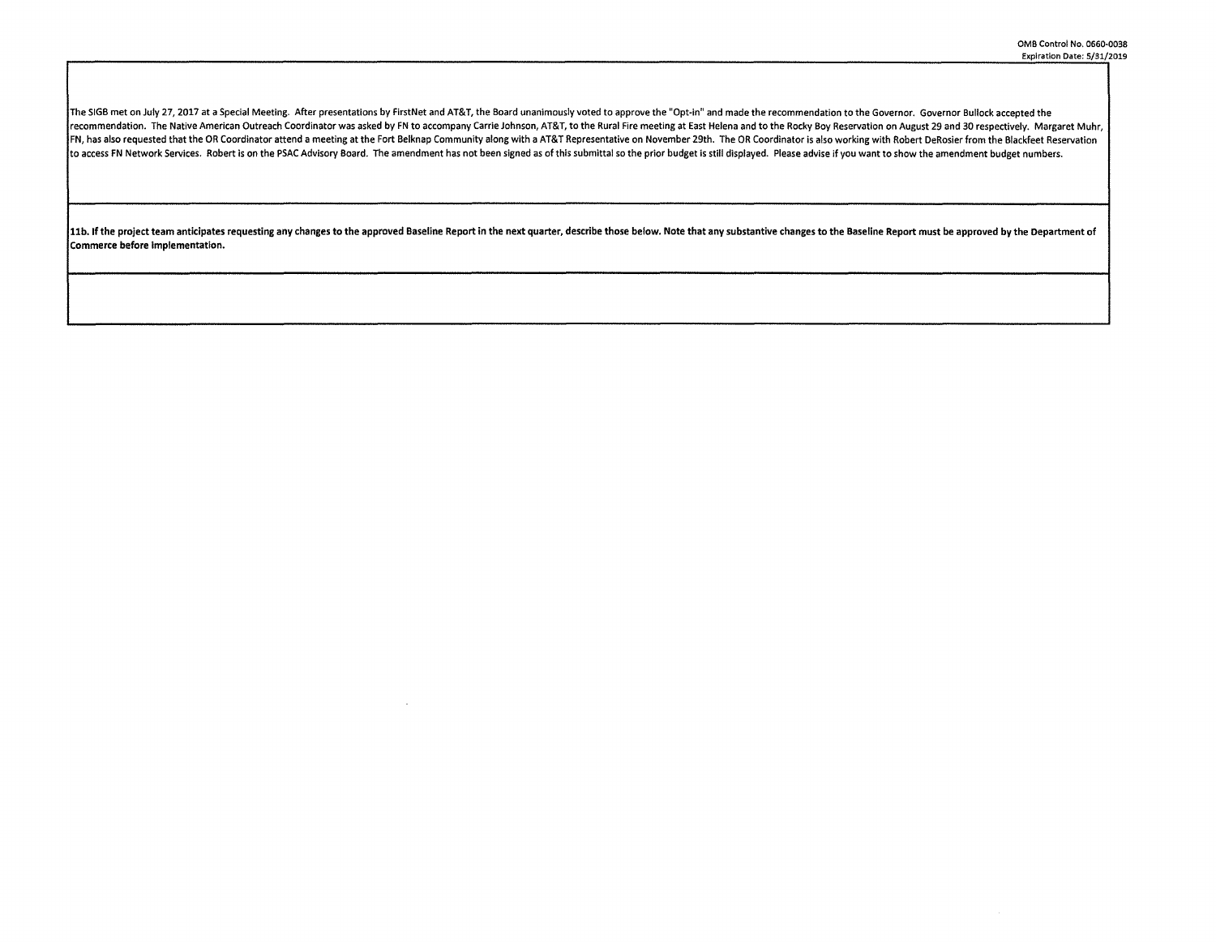The SIGB met on July 27, 2017 at a Special Meeting. After presentations by FirstNet and AT&T, the Board unanimously voted to approve the "Opt-in" and made the recommendation to the Governor. Governor Bullock accepted the recommendation. The Native American Outreach Coordinator was asked by FN to accompany Carrie Johnson, AT&T, to the Rural Fire meeting at East Helena and to the Rocky Boy Reservation on August 29 and 30 respectively. Margaret Muhr, FN, has also requested that the OR Coordinator attend a meeting at the Fort Belknap Community along with a AT&T Representative on November 29th. The OR Coordinator is also working with Robert DeRosier from the Blackfeet Reservation to access FN Network Services. Robert is on the PSAC Advisory Board. The amendment has not been signed as of this submittal so the prior budget is still displayed. Please advise if you want to show the amendment budget numbers.

**11b. If the project team anticipates requesting any changes to the approved Baseline Report in the next quarter, describe those below. Note that any substantive changes to the Baseline Report must be approved by the Department of Commerce before implementation.**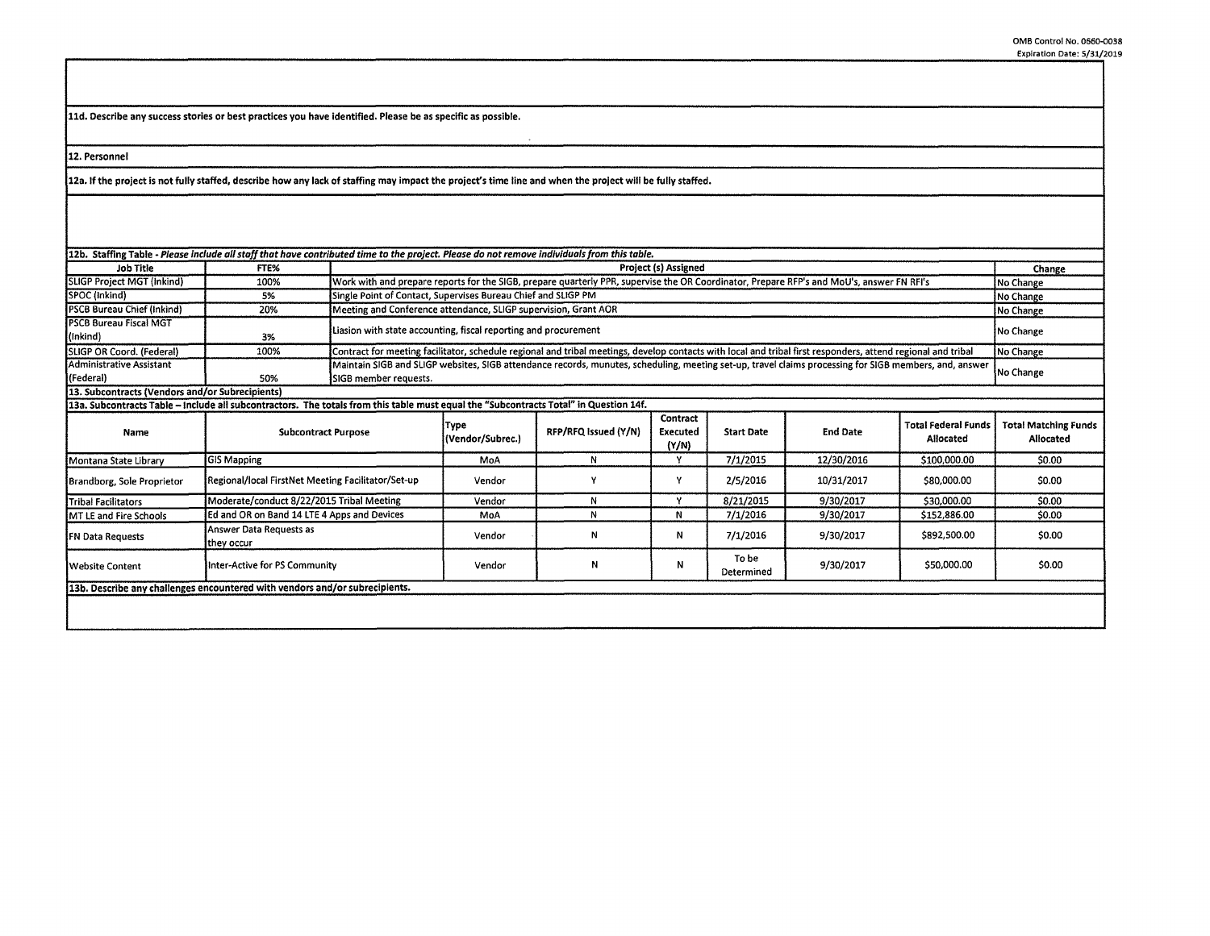11d. Describe any success stories or best practices you have identified. Please be as specific as possible.

12. Personnel

12a. If the project is not fully staffed, describe how any lack of staffing may impact the project's time line and when the project will be fully staffed.

12b. Staffing Table - *Please include all staff that have contributed time to the project. Please do not remove individuals from this table.*

| Job Title | FTE% | Project (s) Assigned | Change |
|---|---|---|---|
| SLIGP Project MGT (Inkind) | 100% | Work with and prepare reports for the SIGB, prepare quarterly PPR, supervise the OR Coordinator, Prepare RFP's and MoU's, answer FN RFI's | No Change |
| SPOC (Inkind) | 5% | Single Point of Contact, Supervises Bureau Chief and SLIGP PM | No Change |
| PSCB Bureau Chief (Inkind) | 20% | Meeting and Conference attendance, SLIGP supervision, Grant AOR | No Change |
| PSCB Bureau Fiscal MGT (Inkind) | 3% | Liasion with state accounting, fiscal reporting and procurement | No Change |
| SLIGP OR Coord. (Federal) | 100% | Contract for meeting facilitator, schedule regional and tribal meetings, develop contacts with local and tribal first responders, attend regional and tribal | No Change |
| Administrative Assistant (Federal) | 50% | Maintain SIGB and SLIGP websites, SIGB attendance records, munutes, scheduling, meeting set-up, travel claims processing for SIGB members, and, answer SIGB member requests. | No Change |

13. Subcontracts (Vendors and/or Subrecipients)

13a. Subcontracts Table – Include all subcontractors. The totals from this table must equal the "Subcontracts Total" in Question 14f.

| Name | Subcontract Purpose | Type (Vendor/Subrec.) | RFP/RFQ Issued (Y/N) | Contract Executed (Y/N) | Start Date | End Date | Total Federal Funds Allocated | Total Matching Funds Allocated |
|---|---|---|---|---|---|---|---|---|
| Montana State Library | GIS Mapping | MoA | N | Y | 7/1/2015 | 12/30/2016 | $100,000.00 | $0.00 |
| Brandborg, Sole Proprietor | Regional/local FirstNet Meeting Facilitator/Set-up | Vendor | Y | Y | 2/5/2016 | 10/31/2017 | $80,000.00 | $0.00 |
| Tribal Facilitators | Moderate/conduct 8/22/2015 Tribal Meeting | Vendor | N | Y | 8/21/2015 | 9/30/2017 | $30,000.00 | $0.00 |
| MT LE and Fire Schools | Ed and OR on Band 14 LTE 4 Apps and Devices | MoA | N | N | 7/1/2016 | 9/30/2017 | $152,886.00 | $0.00 |
| FN Data Requests | Answer Data Requests as they occur | Vendor | N | N | 7/1/2016 | 9/30/2017 | $892,500.00 | $0.00 |
| Website Content | Inter-Active for PS Community | Vendor | N | N | To be Determined | 9/30/2017 | $50,000.00 | $0.00 |

13b. Describe any challenges encountered with vendors and/or subrecipients.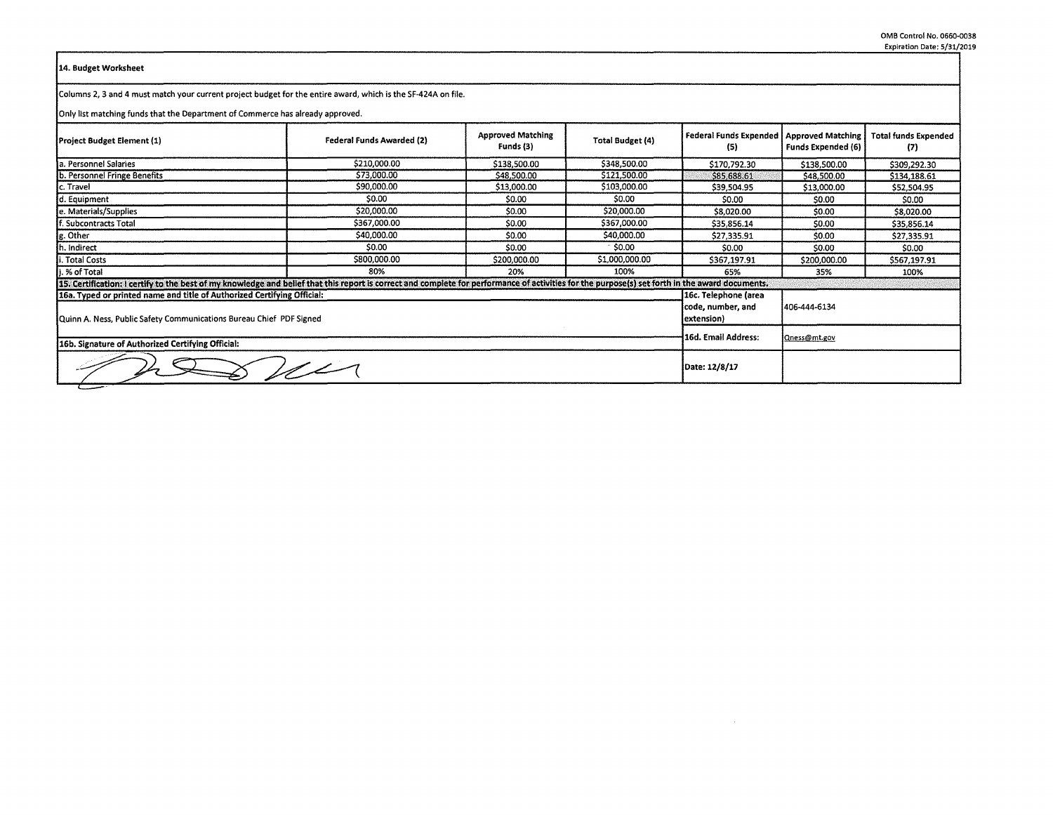OMB Control No. 0660-0038
Expiration Date: 5/31/2019

**14. Budget Worksheet**

Columns 2, 3 and 4 must match your current project budget for the entire award, which is the SF-424A on file.

Only list matching funds that the Department of Commerce has already approved.

| Project Budget Element (1) | Federal Funds Awarded (2) | Approved Matching Funds (3) | Total Budget (4) | Federal Funds Expended (5) | Approved Matching Funds Expended (6) | Total funds Expended (7) |
|---|---|---|---|---|---|---|
| a. Personnel Salaries | $210,000.00 | $138,500.00 | $348,500.00 | $170,792.30 | $138,500.00 | $309,292.30 |
| b. Personnel Fringe Benefits | $73,000.00 | $48,500.00 | $121,500.00 | $85,688.61 | $48,500.00 | $134,188.61 |
| c. Travel | $90,000.00 | $13,000.00 | $103,000.00 | $39,504.95 | $13,000.00 | $52,504.95 |
| d. Equipment | $0.00 | $0.00 | $0.00 | $0.00 | $0.00 | $0.00 |
| e. Materials/Supplies | $20,000.00 | $0.00 | $20,000.00 | $8,020.00 | $0.00 | $8,020.00 |
| f. Subcontracts Total | $367,000.00 | $0.00 | $367,000.00 | $35,856.14 | $0.00 | $35,856.14 |
| g. Other | $40,000.00 | $0.00 | $40,000.00 | $27,335.91 | $0.00 | $27,335.91 |
| h. Indirect | $0.00 | $0.00 | $0.00 | $0.00 | $0.00 | $0.00 |
| i. Total Costs | $800,000.00 | $200,000.00 | $1,000,000.00 | $367,197.91 | $200,000.00 | $567,197.91 |
| j. % of Total | 80% | 20% | 100% | 65% | 35% | 100% |

**15. Certification: I certify to the best of my knowledge and belief that this report is correct and complete for performance of activities for the purpose(s) set forth in the award documents.**

| | | |
|---|---|---|
| 16a. Typed or printed name and title of Authorized Certifying Official: Quinn A. Ness, Public Safety Communications Bureau Chief PDF Signed | 16c. Telephone (area code, number, and extension) | 406-444-6134 |
| | 16d. Email Address: | Qness@mt.gov |
| 16b. Signature of Authorized Certifying Official: | Date: 12/8/17 | |